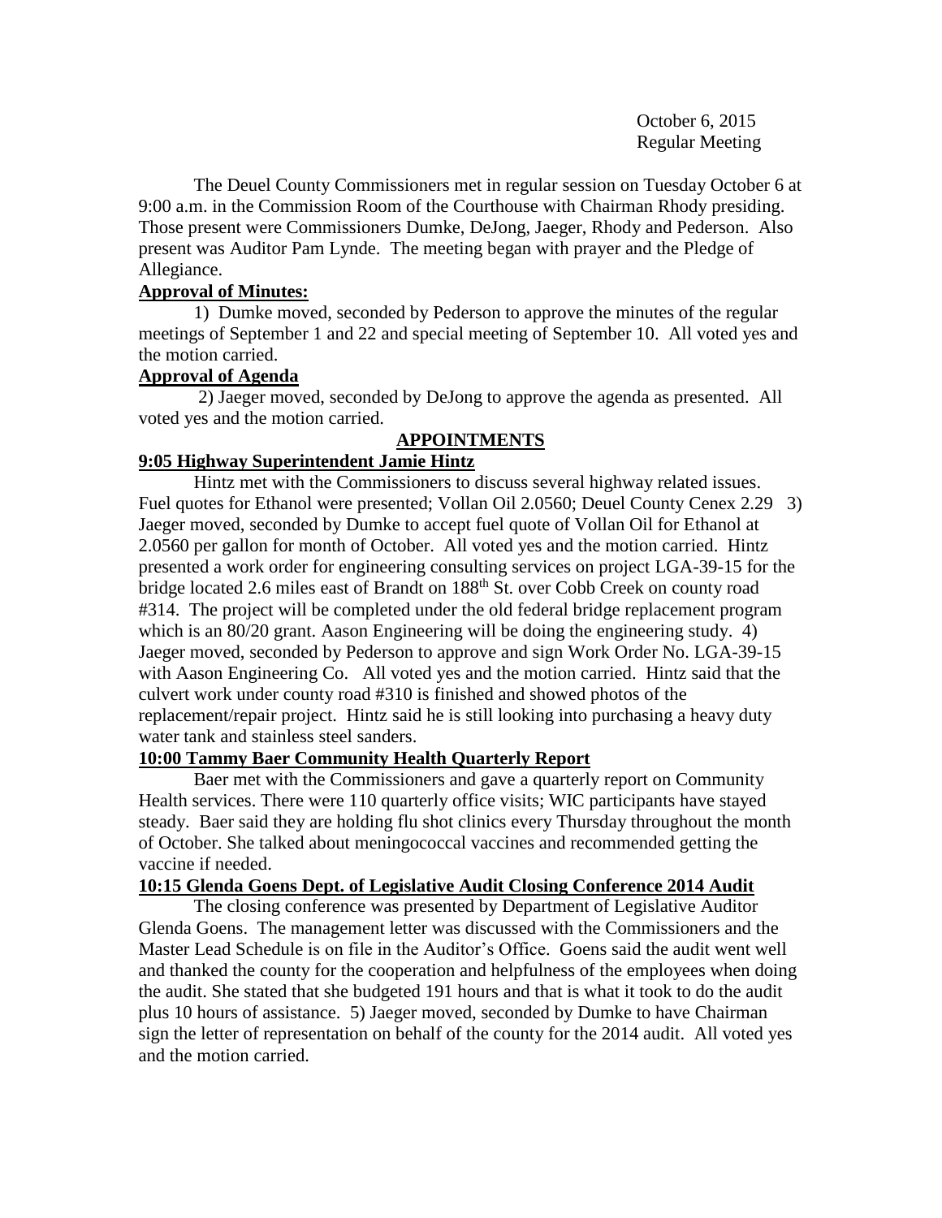October 6, 2015
Regular Meeting

The Deuel County Commissioners met in regular session on Tuesday October 6 at 9:00 a.m. in the Commission Room of the Courthouse with Chairman Rhody presiding. Those present were Commissioners Dumke, DeJong, Jaeger, Rhody and Pederson. Also present was Auditor Pam Lynde. The meeting began with prayer and the Pledge of Allegiance.

**Approval of Minutes:**

1) Dumke moved, seconded by Pederson to approve the minutes of the regular meetings of September 1 and 22 and special meeting of September 10. All voted yes and the motion carried.

**Approval of Agenda**

2) Jaeger moved, seconded by DeJong to approve the agenda as presented. All voted yes and the motion carried.

**APPOINTMENTS**

**9:05 Highway Superintendent Jamie Hintz**

Hintz met with the Commissioners to discuss several highway related issues. Fuel quotes for Ethanol were presented; Vollan Oil 2.0560; Deuel County Cenex 2.29 3) Jaeger moved, seconded by Dumke to accept fuel quote of Vollan Oil for Ethanol at 2.0560 per gallon for month of October. All voted yes and the motion carried. Hintz presented a work order for engineering consulting services on project LGA-39-15 for the bridge located 2.6 miles east of Brandt on 188th St. over Cobb Creek on county road #314. The project will be completed under the old federal bridge replacement program which is an 80/20 grant. Aason Engineering will be doing the engineering study. 4) Jaeger moved, seconded by Pederson to approve and sign Work Order No. LGA-39-15 with Aason Engineering Co. All voted yes and the motion carried. Hintz said that the culvert work under county road #310 is finished and showed photos of the replacement/repair project. Hintz said he is still looking into purchasing a heavy duty water tank and stainless steel sanders.

**10:00 Tammy Baer Community Health Quarterly Report**

Baer met with the Commissioners and gave a quarterly report on Community Health services. There were 110 quarterly office visits; WIC participants have stayed steady. Baer said they are holding flu shot clinics every Thursday throughout the month of October. She talked about meningococcal vaccines and recommended getting the vaccine if needed.

**10:15 Glenda Goens Dept. of Legislative Audit Closing Conference 2014 Audit**

The closing conference was presented by Department of Legislative Auditor Glenda Goens. The management letter was discussed with the Commissioners and the Master Lead Schedule is on file in the Auditor's Office. Goens said the audit went well and thanked the county for the cooperation and helpfulness of the employees when doing the audit. She stated that she budgeted 191 hours and that is what it took to do the audit plus 10 hours of assistance. 5) Jaeger moved, seconded by Dumke to have Chairman sign the letter of representation on behalf of the county for the 2014 audit. All voted yes and the motion carried.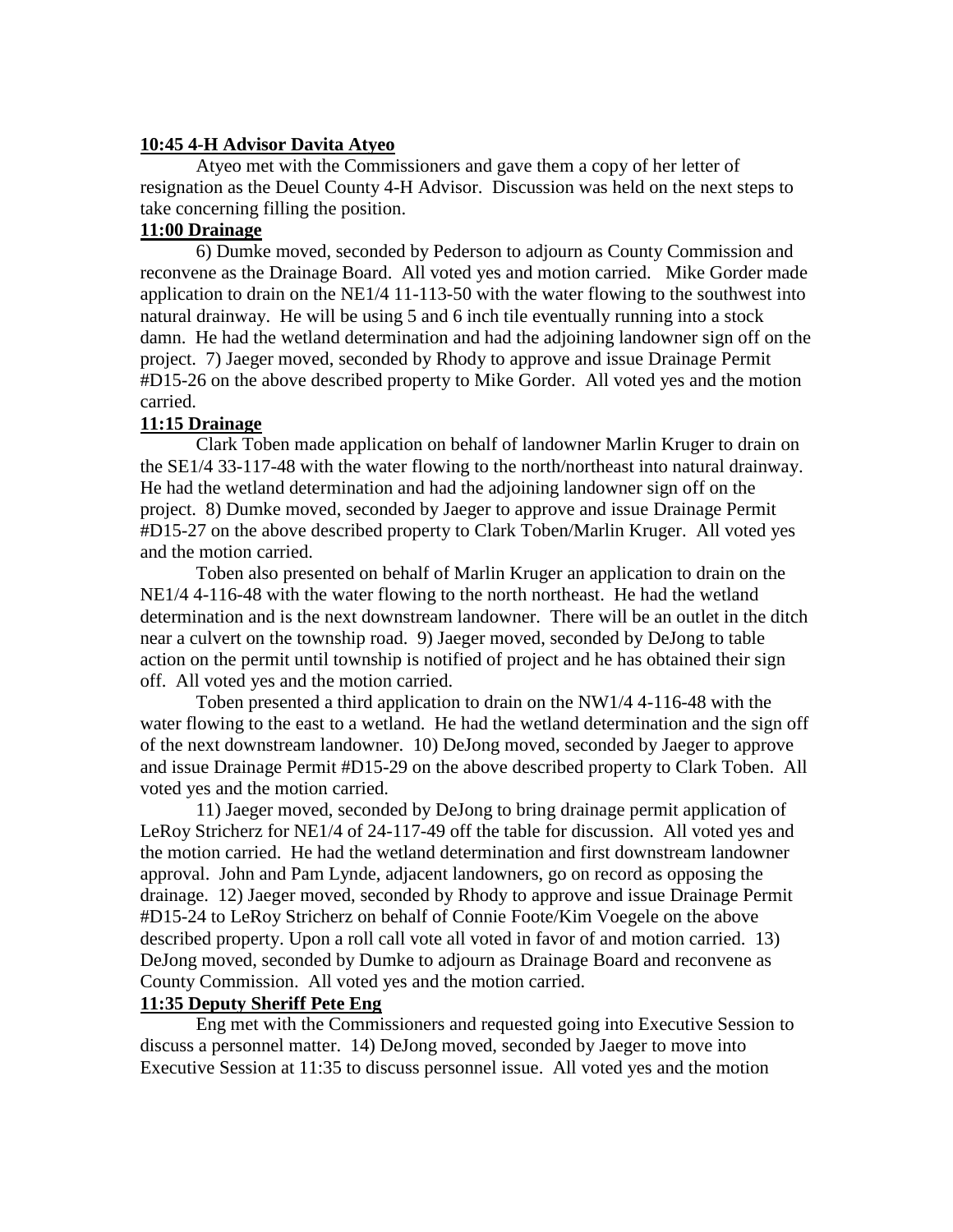**10:45 4-H Advisor Davita Atyeo**

Atyeo met with the Commissioners and gave them a copy of her letter of resignation as the Deuel County 4-H Advisor. Discussion was held on the next steps to take concerning filling the position.

**11:00 Drainage**

6) Dumke moved, seconded by Pederson to adjourn as County Commission and reconvene as the Drainage Board. All voted yes and motion carried. Mike Gorder made application to drain on the NE1/4 11-113-50 with the water flowing to the southwest into natural drainway. He will be using 5 and 6 inch tile eventually running into a stock damn. He had the wetland determination and had the adjoining landowner sign off on the project. 7) Jaeger moved, seconded by Rhody to approve and issue Drainage Permit #D15-26 on the above described property to Mike Gorder. All voted yes and the motion carried.

**11:15 Drainage**

Clark Toben made application on behalf of landowner Marlin Kruger to drain on the SE1/4 33-117-48 with the water flowing to the north/northeast into natural drainway. He had the wetland determination and had the adjoining landowner sign off on the project. 8) Dumke moved, seconded by Jaeger to approve and issue Drainage Permit #D15-27 on the above described property to Clark Toben/Marlin Kruger. All voted yes and the motion carried.

Toben also presented on behalf of Marlin Kruger an application to drain on the NE1/4 4-116-48 with the water flowing to the north northeast. He had the wetland determination and is the next downstream landowner. There will be an outlet in the ditch near a culvert on the township road. 9) Jaeger moved, seconded by DeJong to table action on the permit until township is notified of project and he has obtained their sign off. All voted yes and the motion carried.

Toben presented a third application to drain on the NW1/4 4-116-48 with the water flowing to the east to a wetland. He had the wetland determination and the sign off of the next downstream landowner. 10) DeJong moved, seconded by Jaeger to approve and issue Drainage Permit #D15-29 on the above described property to Clark Toben. All voted yes and the motion carried.

11) Jaeger moved, seconded by DeJong to bring drainage permit application of LeRoy Stricherz for NE1/4 of 24-117-49 off the table for discussion. All voted yes and the motion carried. He had the wetland determination and first downstream landowner approval. John and Pam Lynde, adjacent landowners, go on record as opposing the drainage. 12) Jaeger moved, seconded by Rhody to approve and issue Drainage Permit #D15-24 to LeRoy Stricherz on behalf of Connie Foote/Kim Voegele on the above described property. Upon a roll call vote all voted in favor of and motion carried. 13) DeJong moved, seconded by Dumke to adjourn as Drainage Board and reconvene as County Commission. All voted yes and the motion carried.

**11:35 Deputy Sheriff Pete Eng**

Eng met with the Commissioners and requested going into Executive Session to discuss a personnel matter. 14) DeJong moved, seconded by Jaeger to move into Executive Session at 11:35 to discuss personnel issue. All voted yes and the motion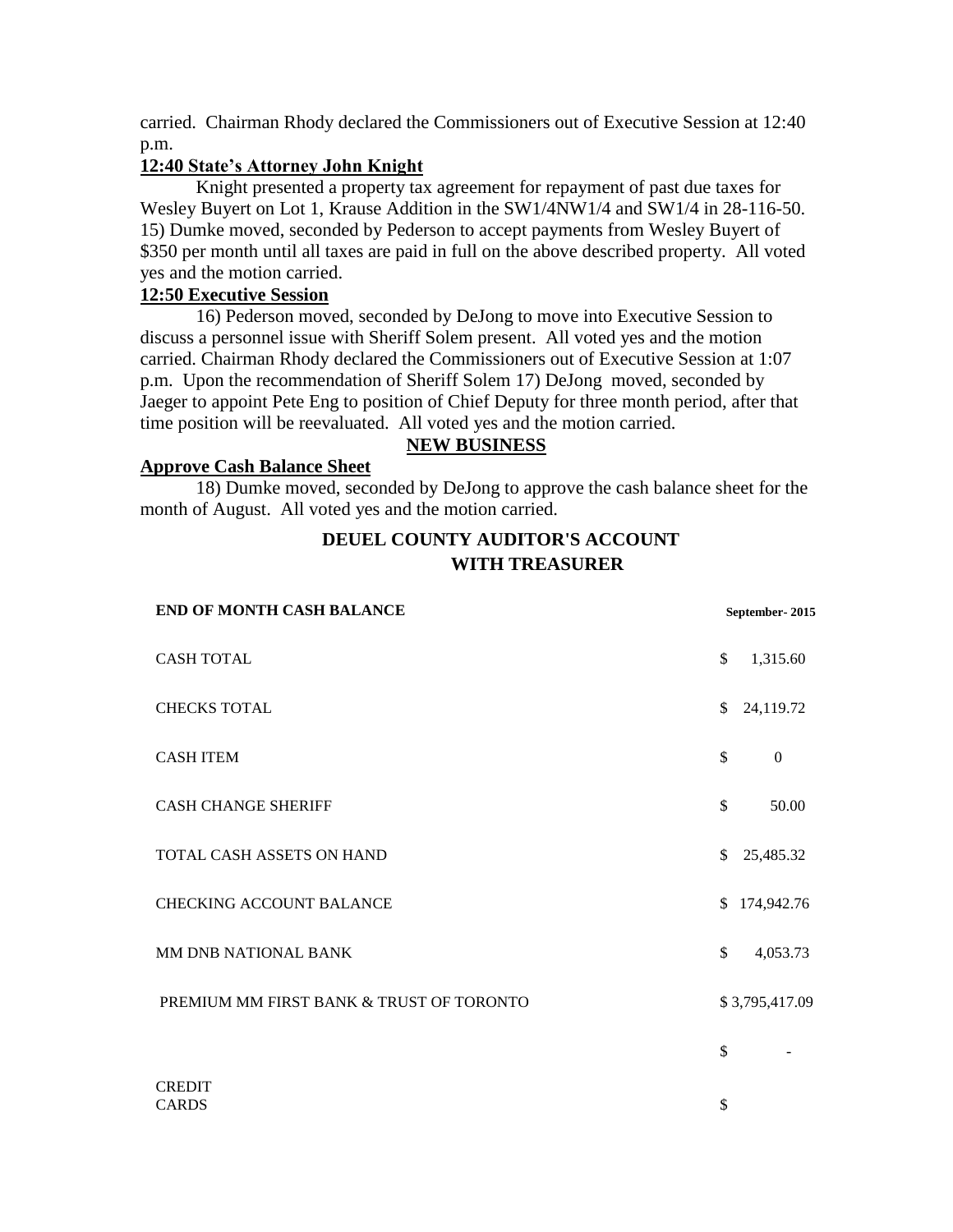carried. Chairman Rhody declared the Commissioners out of Executive Session at 12:40 p.m.

**12:40 State's Attorney John Knight**

Knight presented a property tax agreement for repayment of past due taxes for Wesley Buyert on Lot 1, Krause Addition in the SW1/4NW1/4 and SW1/4 in 28-116-50. 15) Dumke moved, seconded by Pederson to accept payments from Wesley Buyert of $350 per month until all taxes are paid in full on the above described property. All voted yes and the motion carried.

**12:50 Executive Session**

16) Pederson moved, seconded by DeJong to move into Executive Session to discuss a personnel issue with Sheriff Solem present. All voted yes and the motion carried. Chairman Rhody declared the Commissioners out of Executive Session at 1:07 p.m. Upon the recommendation of Sheriff Solem 17) DeJong moved, seconded by Jaeger to appoint Pete Eng to position of Chief Deputy for three month period, after that time position will be reevaluated. All voted yes and the motion carried.

**NEW BUSINESS**

**Approve Cash Balance Sheet**

18) Dumke moved, seconded by DeJong to approve the cash balance sheet for the month of August. All voted yes and the motion carried.

**DEUEL COUNTY AUDITOR'S ACCOUNT WITH TREASURER**

| END OF MONTH CASH BALANCE | September- 2015 |
|---|---|
| CASH TOTAL | $ 1,315.60 |
| CHECKS TOTAL | $ 24,119.72 |
| CASH ITEM | $ 0 |
| CASH CHANGE SHERIFF | $ 50.00 |
| TOTAL CASH ASSETS ON HAND | $ 25,485.32 |
| CHECKING ACCOUNT BALANCE | $ 174,942.76 |
| MM DNB NATIONAL BANK | $ 4,053.73 |
| PREMIUM MM FIRST BANK & TRUST OF TORONTO | $ 3,795,417.09 |
| | $ - |
| CREDIT CARDS | $ |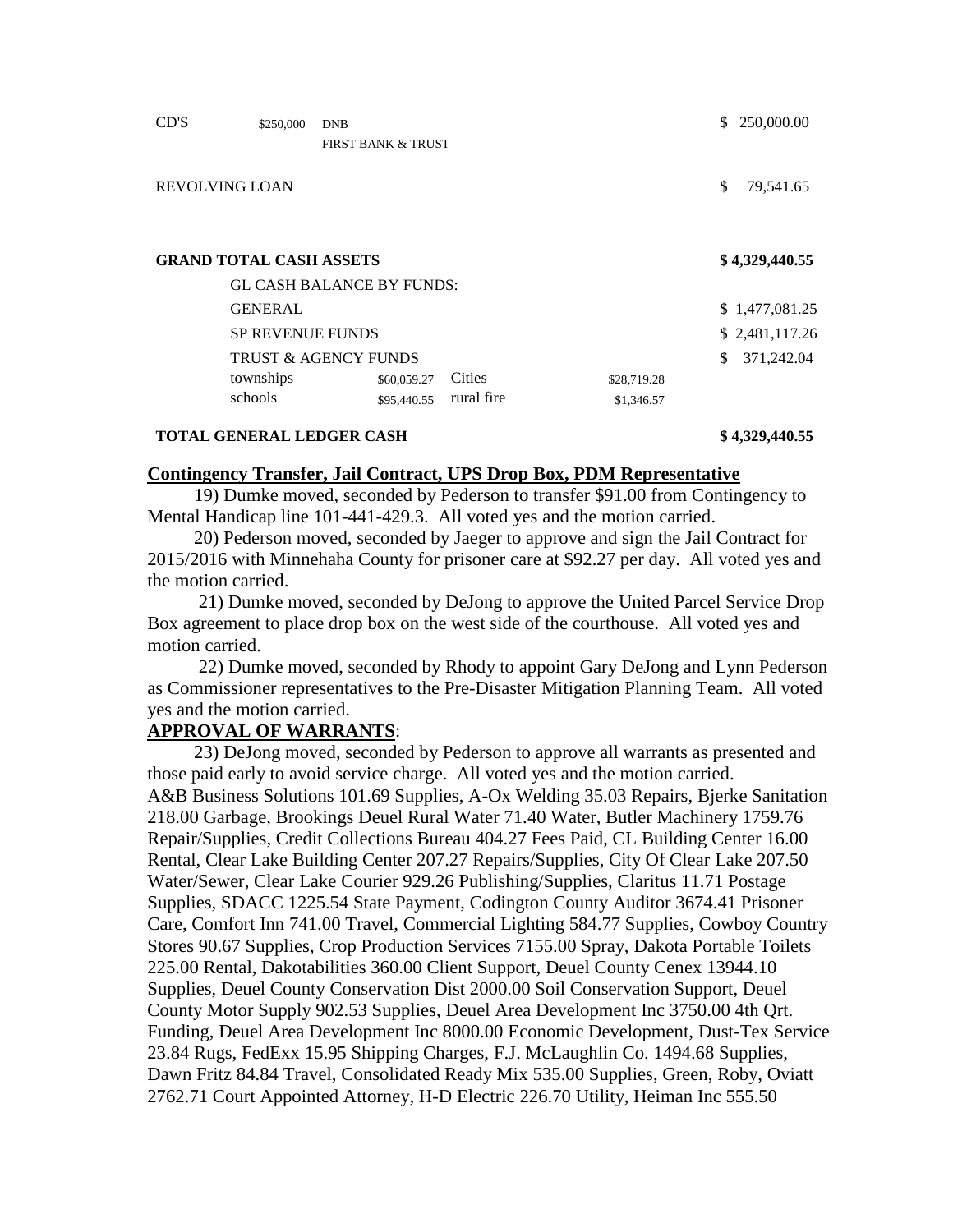| | | | | | |
|---|---|---|---|---|---|
| CD'S | $250,000 | DNB | | | $ 250,000.00 |
| | | FIRST BANK & TRUST | | | |
| REVOLVING LOAN | | | | | $ 79,541.65 |
| **GRAND TOTAL CASH ASSETS** | | | | | **$ 4,329,440.55** |
| | GL CASH BALANCE BY FUNDS: | | | | |
| | GENERAL | | | | $ 1,477,081.25 |
| | SP REVENUE FUNDS | | | | $ 2,481,117.26 |
| | TRUST & AGENCY FUNDS | | | | $ 371,242.04 |
| | townships | $60,059.27 | Cities | $28,719.28 | |
| | schools | $95,440.55 | rural fire | $1,346.57 | |
| **TOTAL GENERAL LEDGER CASH** | | | | | **$ 4,329,440.55** |

**Contingency Transfer, Jail Contract, UPS Drop Box, PDM Representative**

19) Dumke moved, seconded by Pederson to transfer $91.00 from Contingency to Mental Handicap line 101-441-429.3. All voted yes and the motion carried.

20) Pederson moved, seconded by Jaeger to approve and sign the Jail Contract for 2015/2016 with Minnehaha County for prisoner care at $92.27 per day. All voted yes and the motion carried.

21) Dumke moved, seconded by DeJong to approve the United Parcel Service Drop Box agreement to place drop box on the west side of the courthouse. All voted yes and motion carried.

22) Dumke moved, seconded by Rhody to appoint Gary DeJong and Lynn Pederson as Commissioner representatives to the Pre-Disaster Mitigation Planning Team. All voted yes and the motion carried.

**APPROVAL OF WARRANTS**:

23) DeJong moved, seconded by Pederson to approve all warrants as presented and those paid early to avoid service charge. All voted yes and the motion carried.

A&B Business Solutions 101.69 Supplies, A-Ox Welding 35.03 Repairs, Bjerke Sanitation 218.00 Garbage, Brookings Deuel Rural Water 71.40 Water, Butler Machinery 1759.76 Repair/Supplies, Credit Collections Bureau 404.27 Fees Paid, CL Building Center 16.00 Rental, Clear Lake Building Center 207.27 Repairs/Supplies, City Of Clear Lake 207.50 Water/Sewer, Clear Lake Courier 929.26 Publishing/Supplies, Claritus 11.71 Postage Supplies, SDACC 1225.54 State Payment, Codington County Auditor 3674.41 Prisoner Care, Comfort Inn 741.00 Travel, Commercial Lighting 584.77 Supplies, Cowboy Country Stores 90.67 Supplies, Crop Production Services 7155.00 Spray, Dakota Portable Toilets 225.00 Rental, Dakotabilities 360.00 Client Support, Deuel County Cenex 13944.10 Supplies, Deuel County Conservation Dist 2000.00 Soil Conservation Support, Deuel County Motor Supply 902.53 Supplies, Deuel Area Development Inc 3750.00 4th Qrt. Funding, Deuel Area Development Inc 8000.00 Economic Development, Dust-Tex Service 23.84 Rugs, FedExx 15.95 Shipping Charges, F.J. McLaughlin Co. 1494.68 Supplies, Dawn Fritz 84.84 Travel, Consolidated Ready Mix 535.00 Supplies, Green, Roby, Oviatt 2762.71 Court Appointed Attorney, H-D Electric 226.70 Utility, Heiman Inc 555.50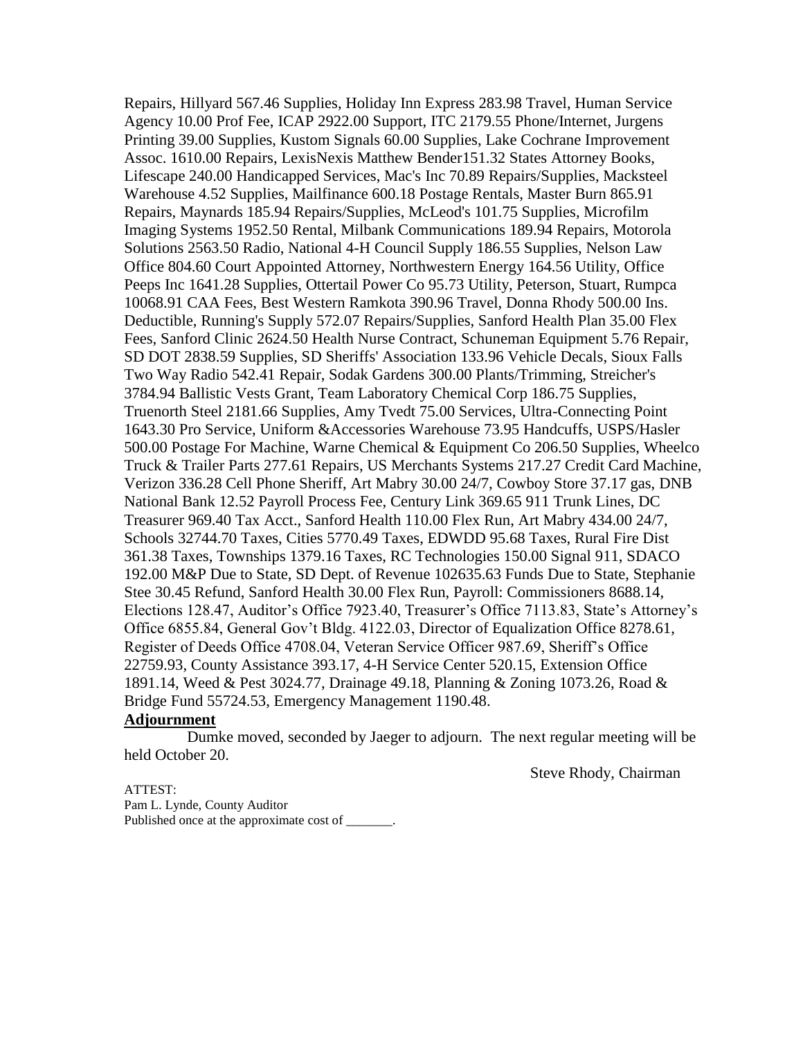Repairs, Hillyard 567.46 Supplies, Holiday Inn Express 283.98 Travel, Human Service Agency 10.00 Prof Fee, ICAP 2922.00 Support, ITC 2179.55 Phone/Internet, Jurgens Printing 39.00 Supplies, Kustom Signals 60.00 Supplies, Lake Cochrane Improvement Assoc. 1610.00 Repairs, LexisNexis Matthew Bender151.32 States Attorney Books, Lifescape 240.00 Handicapped Services, Mac's Inc 70.89 Repairs/Supplies, Macksteel Warehouse 4.52 Supplies, Mailfinance 600.18 Postage Rentals, Master Burn 865.91 Repairs, Maynards 185.94 Repairs/Supplies, McLeod's 101.75 Supplies, Microfilm Imaging Systems 1952.50 Rental, Milbank Communications 189.94 Repairs, Motorola Solutions 2563.50 Radio, National 4-H Council Supply 186.55 Supplies, Nelson Law Office 804.60 Court Appointed Attorney, Northwestern Energy 164.56 Utility, Office Peeps Inc 1641.28 Supplies, Ottertail Power Co 95.73 Utility, Peterson, Stuart, Rumpca 10068.91 CAA Fees, Best Western Ramkota 390.96 Travel, Donna Rhody 500.00 Ins. Deductible, Running's Supply 572.07 Repairs/Supplies, Sanford Health Plan 35.00 Flex Fees, Sanford Clinic 2624.50 Health Nurse Contract, Schuneman Equipment 5.76 Repair, SD DOT 2838.59 Supplies, SD Sheriffs' Association 133.96 Vehicle Decals, Sioux Falls Two Way Radio 542.41 Repair, Sodak Gardens 300.00 Plants/Trimming, Streicher's 3784.94 Ballistic Vests Grant, Team Laboratory Chemical Corp 186.75 Supplies, Truenorth Steel 2181.66 Supplies, Amy Tvedt 75.00 Services, Ultra-Connecting Point 1643.30 Pro Service, Uniform &Accessories Warehouse 73.95 Handcuffs, USPS/Hasler 500.00 Postage For Machine, Warne Chemical & Equipment Co 206.50 Supplies, Wheelco Truck & Trailer Parts 277.61 Repairs, US Merchants Systems 217.27 Credit Card Machine, Verizon 336.28 Cell Phone Sheriff, Art Mabry 30.00 24/7, Cowboy Store 37.17 gas, DNB National Bank 12.52 Payroll Process Fee, Century Link 369.65 911 Trunk Lines, DC Treasurer 969.40 Tax Acct., Sanford Health 110.00 Flex Run, Art Mabry 434.00 24/7, Schools 32744.70 Taxes, Cities 5770.49 Taxes, EDWDD 95.68 Taxes, Rural Fire Dist 361.38 Taxes, Townships 1379.16 Taxes, RC Technologies 150.00 Signal 911, SDACO 192.00 M&P Due to State, SD Dept. of Revenue 102635.63 Funds Due to State, Stephanie Stee 30.45 Refund, Sanford Health 30.00 Flex Run, Payroll: Commissioners 8688.14, Elections 128.47, Auditor's Office 7923.40, Treasurer's Office 7113.83, State's Attorney's Office 6855.84, General Gov't Bldg. 4122.03, Director of Equalization Office 8278.61, Register of Deeds Office 4708.04, Veteran Service Officer 987.69, Sheriff's Office 22759.93, County Assistance 393.17, 4-H Service Center 520.15, Extension Office 1891.14, Weed & Pest 3024.77, Drainage 49.18, Planning & Zoning 1073.26, Road & Bridge Fund 55724.53, Emergency Management 1190.48.

**Adjournment**

Dumke moved, seconded by Jaeger to adjourn. The next regular meeting will be held October 20.

Steve Rhody, Chairman

ATTEST:
Pam L. Lynde, County Auditor
Published once at the approximate cost of _______.